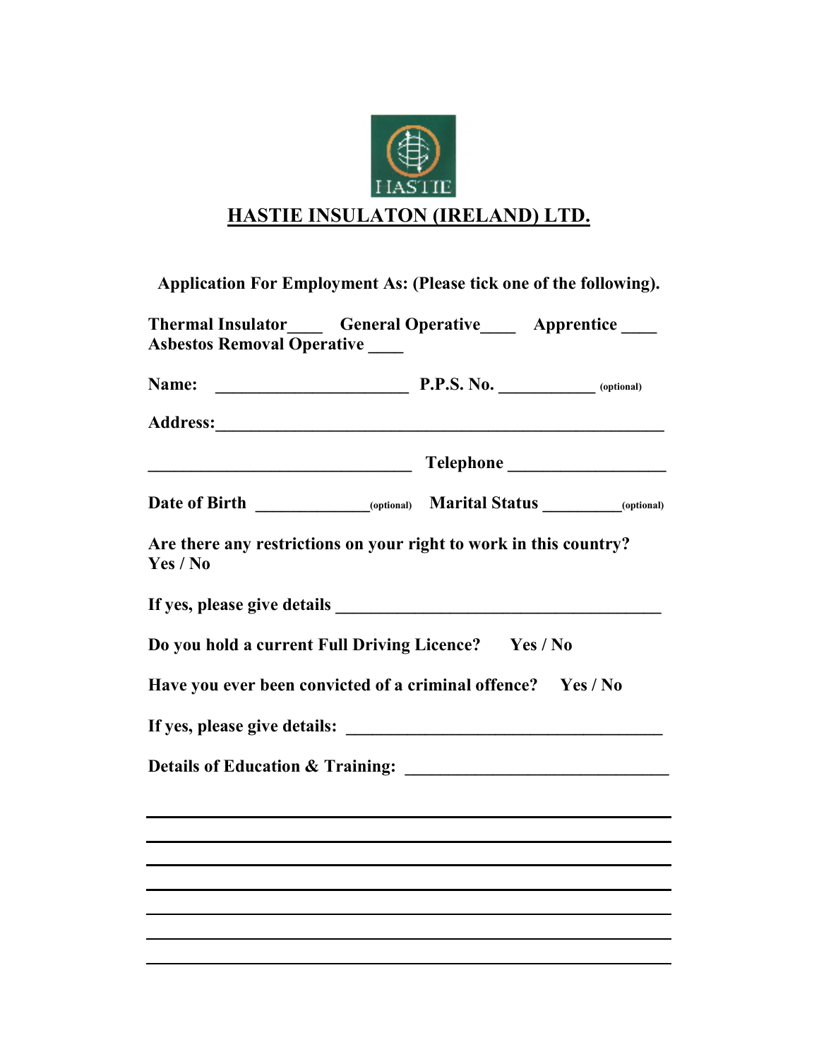# HASTIE INSULATON (IRELAND) LTD.

**Application For Employment As: (Please tick one of the following).**

**Thermal Insulator____ General Operative____ Apprentice ____**
**Asbestos Removal Operative ____**

**Name: ______________________ P.P.S. No. ___________** (optional)

**Address:____________________________________________________**

**______________________________ Telephone __________________**

**Date of Birth _____________**(optional) **Marital Status _________**(optional)

**Are there any restrictions on your right to work in this country?**
**Yes / No**

**If yes, please give details _____________________________________**

**Do you hold a current Full Driving Licence? Yes / No**

**Have you ever been convicted of a criminal offence? Yes / No**

**If yes, please give details: ____________________________________**

**Details of Education & Training: ______________________________**

____________________________________________________________

____________________________________________________________

____________________________________________________________

____________________________________________________________

____________________________________________________________

____________________________________________________________

____________________________________________________________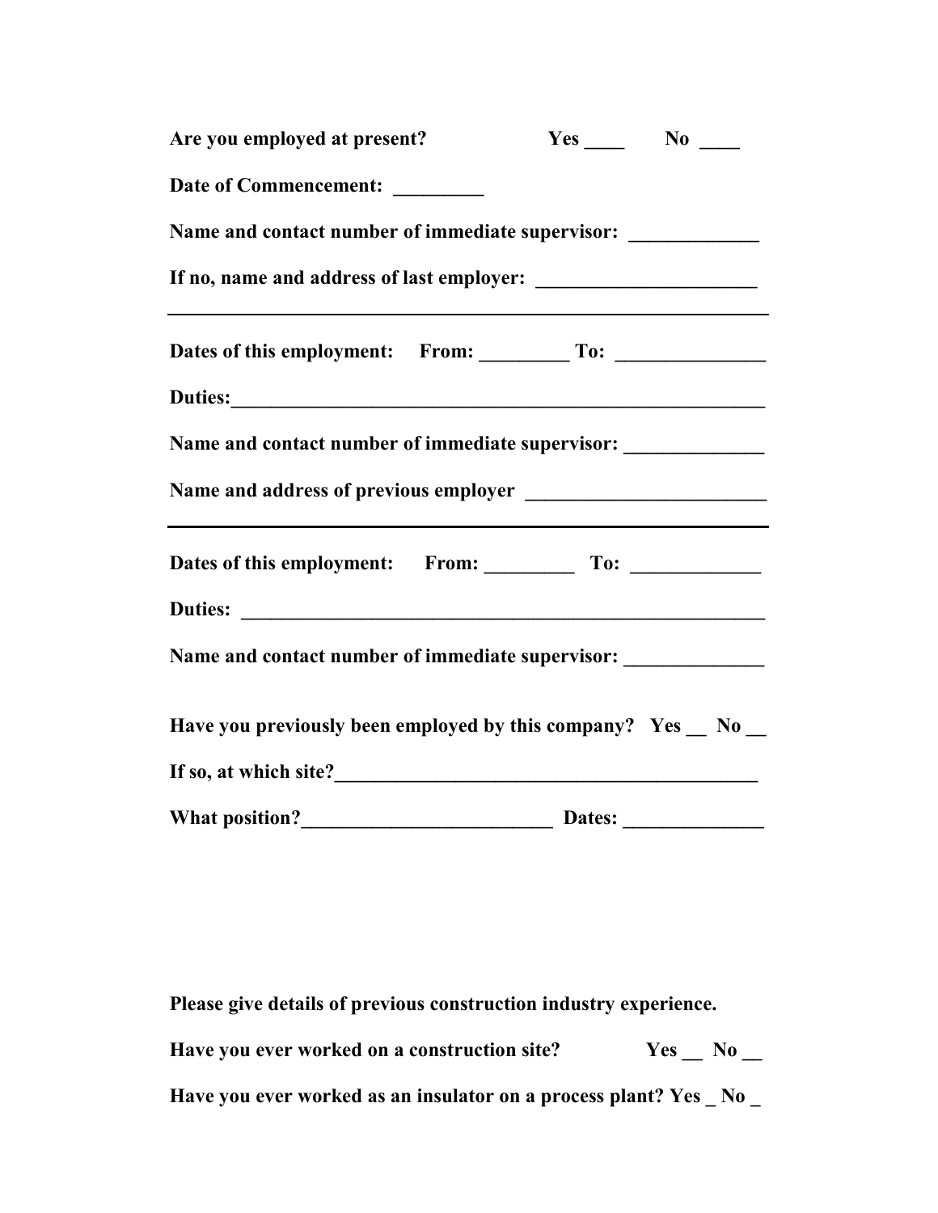**Are you employed at present? Yes ____ No ____**

**Date of Commencement: _________**

**Name and contact number of immediate supervisor: _____________**

**If no, name and address of last employer: ______________________**

---

**Dates of this employment: From: _________ To: _______________**

**Duties:_______________________________________________________**

**Name and contact number of immediate supervisor: ______________**

**Name and address of previous employer ________________________**

---

**Dates of this employment: From: _________ To: _____________**

**Duties: ______________________________________________________**

**Name and contact number of immediate supervisor: ______________**

**Have you previously been employed by this company? Yes __ No __**

**If so, at which site?___________________________________________**

**What position?__________________________ Dates: ______________**

**Please give details of previous construction industry experience.**

**Have you ever worked on a construction site? Yes __ No __**

**Have you ever worked as an insulator on a process plant? Yes _ No _**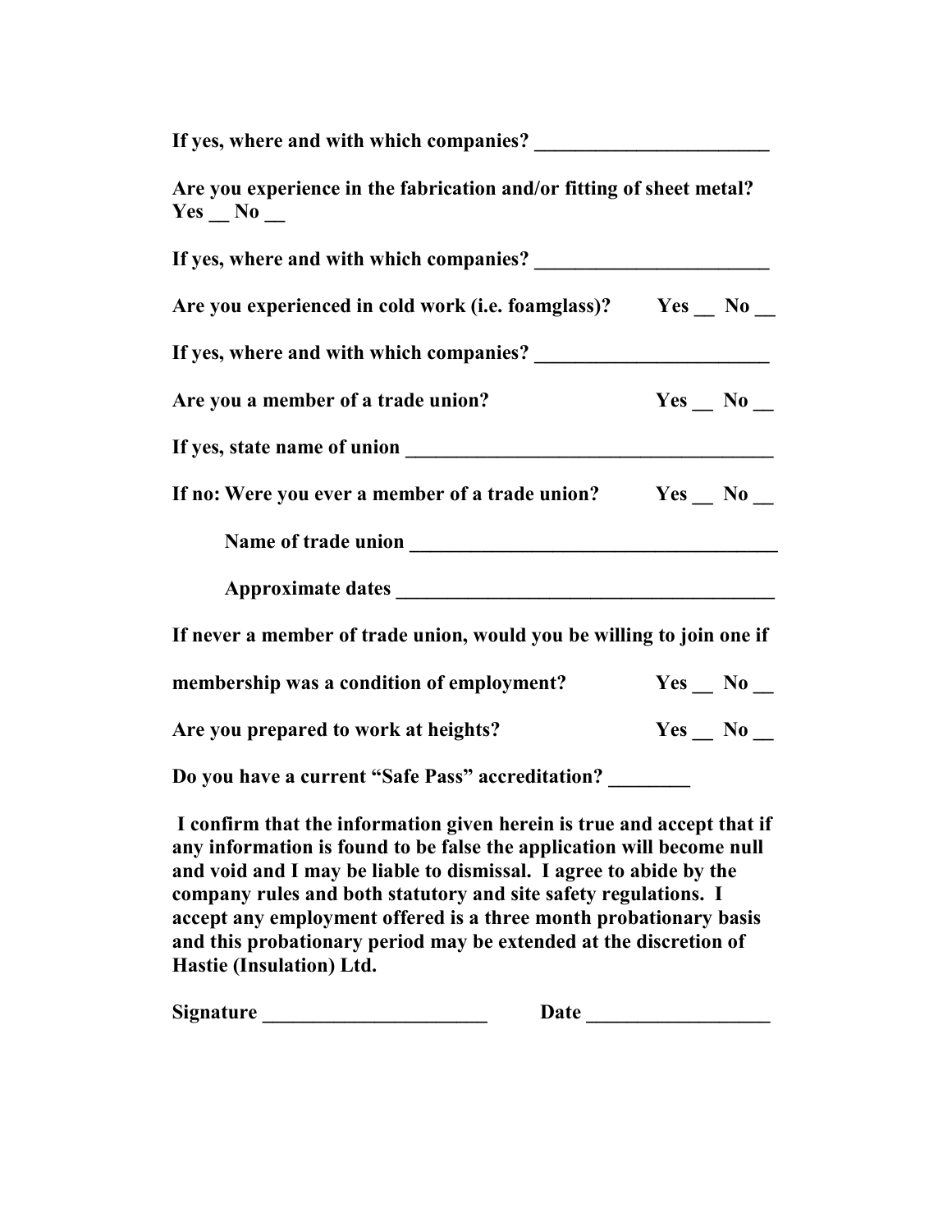**If yes, where and with which companies? \_\_\_\_\_\_\_\_\_\_\_\_\_\_\_\_\_\_\_\_\_\_\_**

**Are you experience in the fabrication and/or fitting of sheet metal? Yes \_\_ No \_\_**

**If yes, where and with which companies? \_\_\_\_\_\_\_\_\_\_\_\_\_\_\_\_\_\_\_\_\_\_\_**

**Are you experienced in cold work (i.e. foamglass)? Yes \_\_ No \_\_**

**If yes, where and with which companies? \_\_\_\_\_\_\_\_\_\_\_\_\_\_\_\_\_\_\_\_\_\_\_**

**Are you a member of a trade union? Yes \_\_ No \_\_**

**If yes, state name of union \_\_\_\_\_\_\_\_\_\_\_\_\_\_\_\_\_\_\_\_\_\_\_\_\_\_\_\_\_\_\_\_\_\_\_**

**If no: Were you ever a member of a trade union? Yes \_\_ No \_\_**

**Name of trade union \_\_\_\_\_\_\_\_\_\_\_\_\_\_\_\_\_\_\_\_\_\_\_\_\_\_\_\_\_\_\_\_\_\_\_\_**

**Approximate dates \_\_\_\_\_\_\_\_\_\_\_\_\_\_\_\_\_\_\_\_\_\_\_\_\_\_\_\_\_\_\_\_\_\_\_\_\_**

**If never a member of trade union, would you be willing to join one if membership was a condition of employment? Yes \_\_ No \_\_**

**Are you prepared to work at heights? Yes \_\_ No \_\_**

**Do you have a current "Safe Pass" accreditation? \_\_\_\_\_\_\_\_**

**I confirm that the information given herein is true and accept that if any information is found to be false the application will become null and void and I may be liable to dismissal. I agree to abide by the company rules and both statutory and site safety regulations. I accept any employment offered is a three month probationary basis and this probationary period may be extended at the discretion of Hastie (Insulation) Ltd.**

**Signature \_\_\_\_\_\_\_\_\_\_\_\_\_\_\_\_\_\_\_\_\_\_ Date \_\_\_\_\_\_\_\_\_\_\_\_\_\_\_\_\_\_**